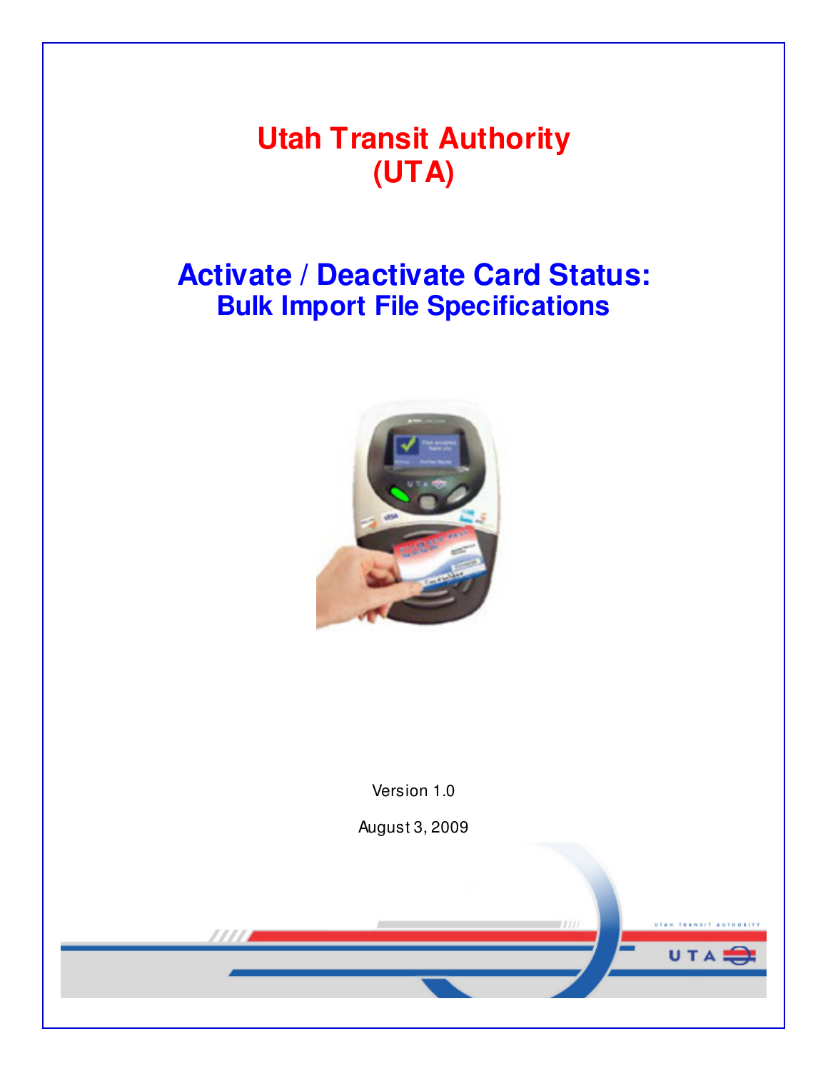# Utah Transit Authority (UTA)

# Activate / Deactivate Card Status:
## Bulk Import File Specifications

Version 1.0

August 3, 2009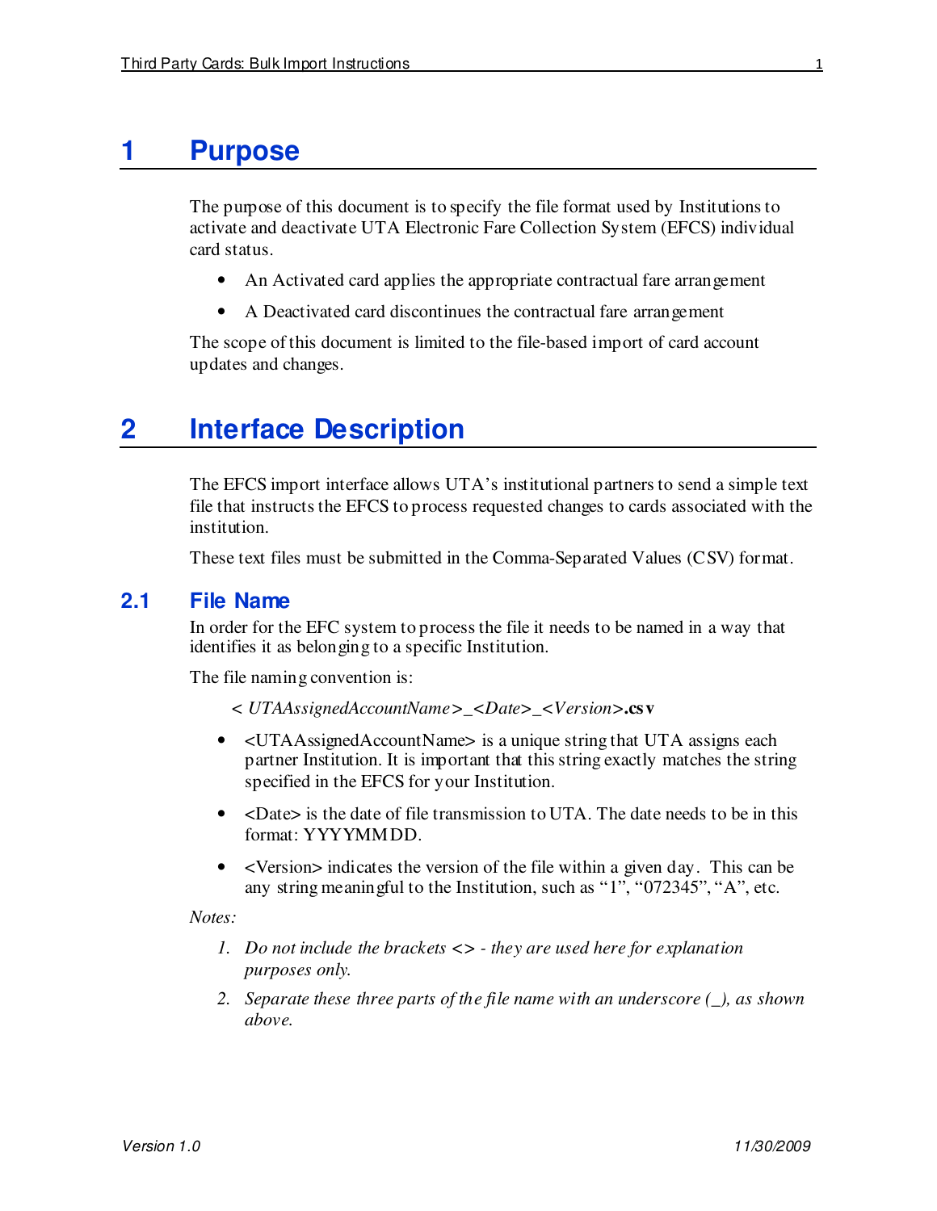# 1 Purpose

The purpose of this document is to specify the file format used by Institutions to activate and deactivate UTA Electronic Fare Collection System (EFCS) individual card status.

- An Activated card applies the appropriate contractual fare arrangement
- A Deactivated card discontinues the contractual fare arrangement

The scope of this document is limited to the file-based import of card account updates and changes.

# 2 Interface Description

The EFCS import interface allows UTA's institutional partners to send a simple text file that instructs the EFCS to process requested changes to cards associated with the institution.

These text files must be submitted in the Comma-Separated Values (CSV) format.

## 2.1 File Name

In order for the EFC system to process the file it needs to be named in a way that identifies it as belonging to a specific Institution.

The file naming convention is:

< *UTAAssignedAccountName*>_<*Date*>_<*Version*>**.csv**

- <UTAAssignedAccountName> is a unique string that UTA assigns each partner Institution. It is important that this string exactly matches the string specified in the EFCS for your Institution.
- <Date> is the date of file transmission to UTA. The date needs to be in this format: YYYYMMDD.
- <Version> indicates the version of the file within a given day. This can be any string meaningful to the Institution, such as "1", "072345", "A", etc.

*Notes:*

1. *Do not include the brackets <> - they are used here for explanation purposes only.*
2. *Separate these three parts of the file name with an underscore (_), as shown above.*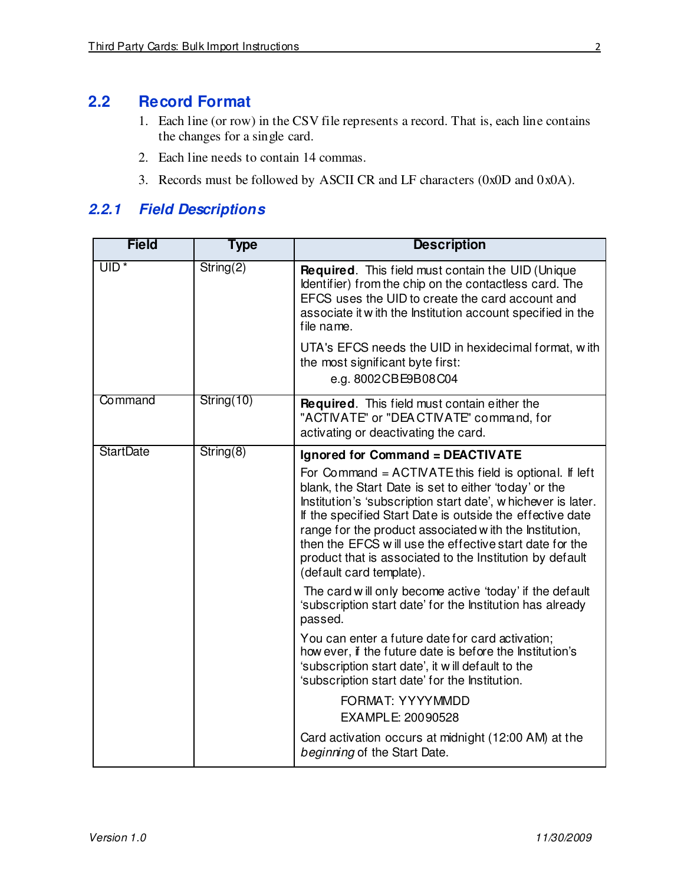## 2.2 Record Format

1. Each line (or row) in the CSV file represents a record. That is, each line contains the changes for a single card.
2. Each line needs to contain 14 commas.
3. Records must be followed by ASCII CR and LF characters (0x0D and 0x0A).

### *2.2.1 Field Descriptions*

| Field | Type | Description |
|---|---|---|
| UID * | String(2) | **Required**. This field must contain the UID (Unique Identifier) from the chip on the contactless card. The EFCS uses the UID to create the card account and associate it with the Institution account specified in the file name.<br><br>UTA's EFCS needs the UID in hexidecimal format, with the most significant byte first:<br>e.g. 8002CBE9B08C04 |
| Command | String(10) | **Required**. This field must contain either the "ACTIVATE" or "DEACTIVATE" command, for activating or deactivating the card. |
| StartDate | String(8) | **Ignored for Command = DEACTIVATE**<br>For Command = ACTIVATE this field is optional. If left blank, the Start Date is set to either 'today' or the Institution's 'subscription start date', whichever is later. If the specified Start Date is outside the effective date range for the product associated with the Institution, then the EFCS will use the effective start date for the product that is associated to the Institution by default (default card template).<br><br>The card will only become active 'today' if the default 'subscription start date' for the Institution has already passed.<br><br>You can enter a future date for card activation; however, if the future date is before the Institution's 'subscription start date', it will default to the 'subscription start date' for the Institution.<br><br>FORMAT: YYYYMMDD<br>EXAMPLE: 20090528<br><br>Card activation occurs at midnight (12:00 AM) at the *beginning* of the Start Date. |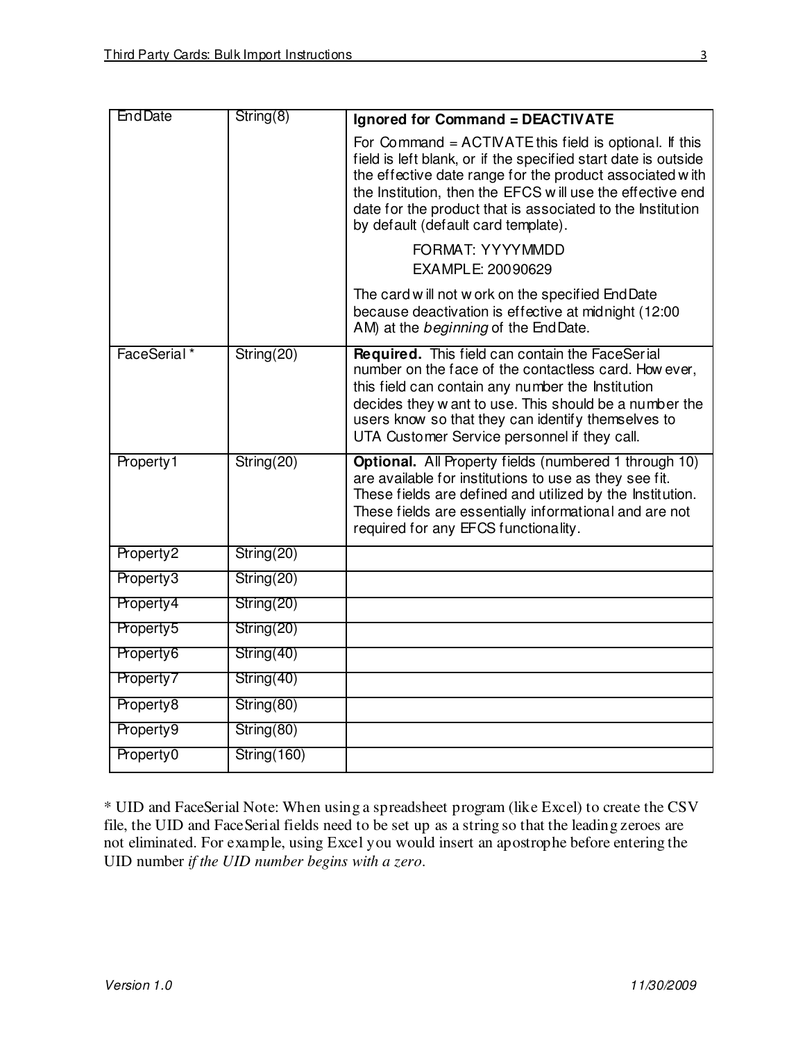| EndDate | String(8) | **Ignored for Command = DEACTIVATE**<br><br>For Command = ACTIVATE this field is optional. If this field is left blank, or if the specified start date is outside the effective date range for the product associated with the Institution, then the EFCS will use the effective end date for the product that is associated to the Institution by default (default card template).<br><br>FORMAT: YYYYMMDD<br>EXAMPLE: 20090629<br><br>The card will not work on the specified EndDate because deactivation is effective at midnight (12:00 AM) at the *beginning* of the EndDate. |
|---|---|---|
| FaceSerial * | String(20) | **Required.** This field can contain the FaceSerial number on the face of the contactless card. However, this field can contain any number the Institution decides they want to use. This should be a number the users know so that they can identify themselves to UTA Customer Service personnel if they call. |
| Property1 | String(20) | **Optional.** All Property fields (numbered 1 through 10) are available for institutions to use as they see fit. These fields are defined and utilized by the Institution. These fields are essentially informational and are not required for any EFCS functionality. |
| Property2 | String(20) | |
| Property3 | String(20) | |
| Property4 | String(20) | |
| Property5 | String(20) | |
| Property6 | String(40) | |
| Property7 | String(40) | |
| Property8 | String(80) | |
| Property9 | String(80) | |
| Property0 | String(160) | |

* UID and FaceSerial Note: When using a spreadsheet program (like Excel) to create the CSV file, the UID and FaceSerial fields need to be set up as a string so that the leading zeroes are not eliminated. For example, using Excel you would insert an apostrophe before entering the UID number *if the UID number begins with a zero*.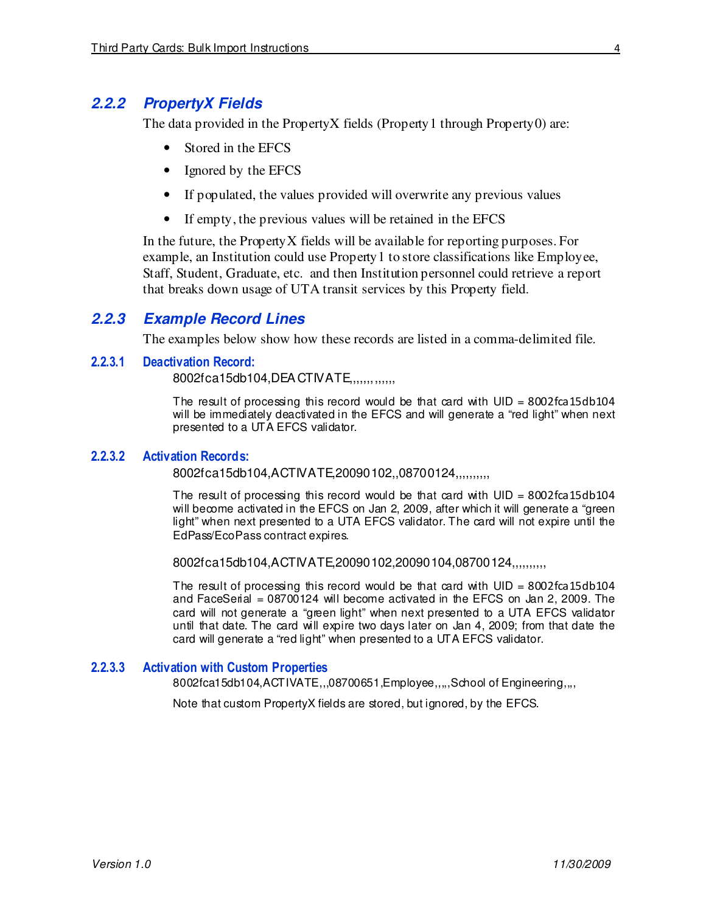### 2.2.2 PropertyX Fields

The data provided in the PropertyX fields (Property1 through Property0) are:

- Stored in the EFCS
- Ignored by the EFCS
- If populated, the values provided will overwrite any previous values
- If empty, the previous values will be retained in the EFCS

In the future, the PropertyX fields will be available for reporting purposes. For example, an Institution could use Property1 to store classifications like Employee, Staff, Student, Graduate, etc. and then Institution personnel could retrieve a report that breaks down usage of UTA transit services by this Property field.

### 2.2.3 Example Record Lines

The examples below show how these records are listed in a comma-delimited file.

#### 2.2.3.1 Deactivation Record:

```
8002fca15db104,DEACTIVATE,,,,,,,,,,,,
```

The result of processing this record would be that card with UID = 8002fca15db104 will be immediately deactivated in the EFCS and will generate a "red light" when next presented to a UTA EFCS validator.

#### 2.2.3.2 Activation Records:

```
8002fca15db104,ACTIVATE,20090102,,08700124,,,,,,,,,,
```

The result of processing this record would be that card with UID = 8002fca15db104 will become activated in the EFCS on Jan 2, 2009, after which it will generate a "green light" when next presented to a UTA EFCS validator. The card will not expire until the EdPass/EcoPass contract expires.

```
8002fca15db104,ACTIVATE,20090102,20090104,08700124,,,,,,,,,,
```

The result of processing this record would be that card with UID = 8002fca15db104 and FaceSerial = 08700124 will become activated in the EFCS on Jan 2, 2009. The card will not generate a "green light" when next presented to a UTA EFCS validator until that date. The card will expire two days later on Jan 4, 2009; from that date the card will generate a "red light" when presented to a UTA EFCS validator.

#### 2.2.3.3 Activation with Custom Properties

```
8002fca15db104,ACTIVATE,,,08700651,Employee,,,,,School of Engineering,,,,
```

Note that custom PropertyX fields are stored, but ignored, by the EFCS.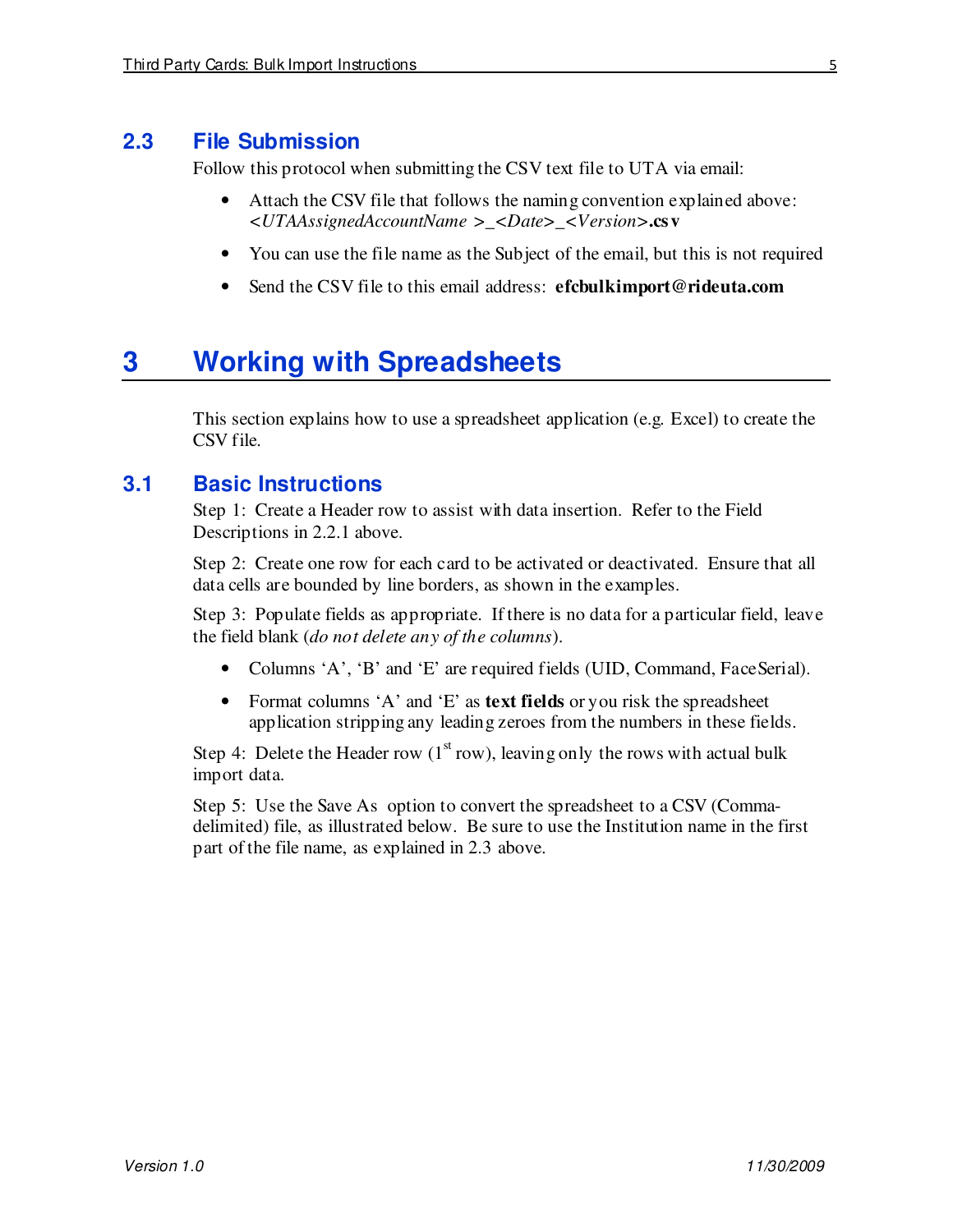## 2.3 File Submission

Follow this protocol when submitting the CSV text file to UTA via email:

- Attach the CSV file that follows the naming convention explained above: *<UTAAssignedAccountName >_<Date>_<Version>***.csv**
- You can use the file name as the Subject of the email, but this is not required
- Send the CSV file to this email address: **efcbulkimport@rideuta.com**

# 3 Working with Spreadsheets

This section explains how to use a spreadsheet application (e.g. Excel) to create the CSV file.

## 3.1 Basic Instructions

Step 1: Create a Header row to assist with data insertion. Refer to the Field Descriptions in 2.2.1 above.

Step 2: Create one row for each card to be activated or deactivated. Ensure that all data cells are bounded by line borders, as shown in the examples.

Step 3: Populate fields as appropriate. If there is no data for a particular field, leave the field blank (*do not delete any of the columns*).

- Columns 'A', 'B' and 'E' are required fields (UID, Command, FaceSerial).
- Format columns 'A' and 'E' as **text fields** or you risk the spreadsheet application stripping any leading zeroes from the numbers in these fields.

Step 4: Delete the Header row (1st row), leaving only the rows with actual bulk import data.

Step 5: Use the Save As option to convert the spreadsheet to a CSV (Comma-delimited) file, as illustrated below. Be sure to use the Institution name in the first part of the file name, as explained in 2.3 above.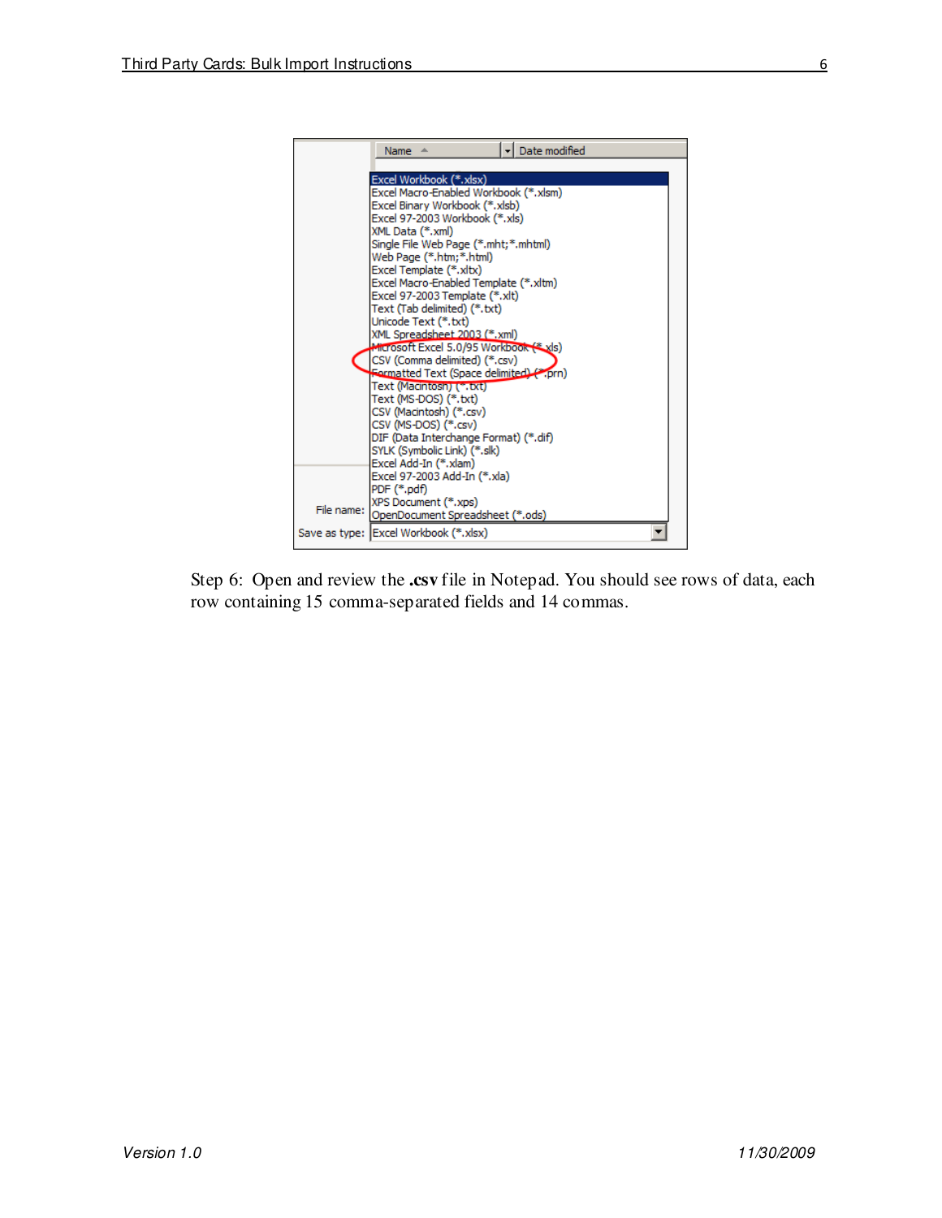Step 6: Open and review the **.csv** file in Notepad. You should see rows of data, each row containing 15 comma-separated fields and 14 commas.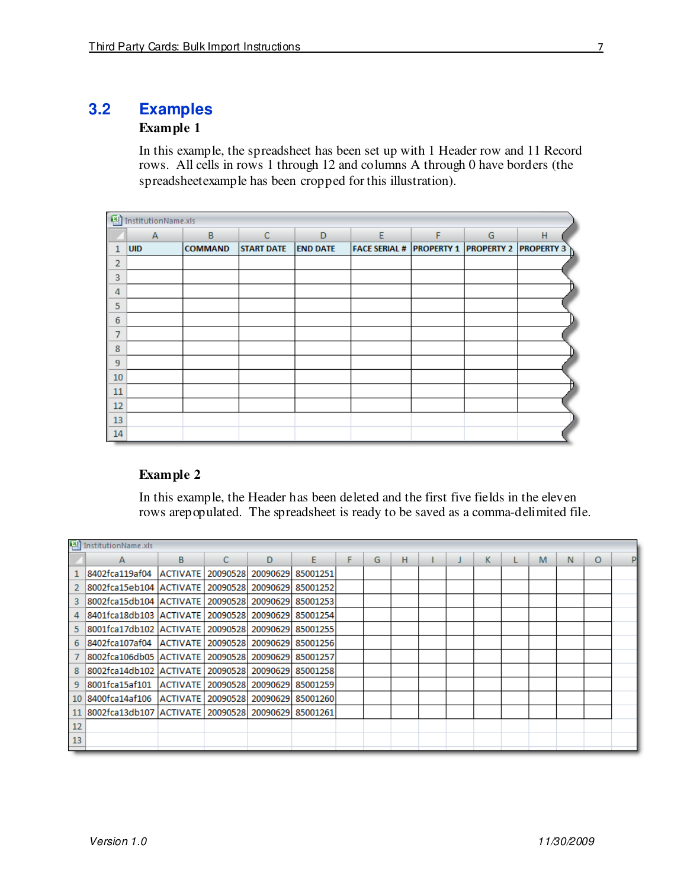## 3.2 Examples

**Example 1**

In this example, the spreadsheet has been set up with 1 Header row and 11 Record rows. All cells in rows 1 through 12 and columns A through 0 have borders (the spreadsheetexample has been cropped for this illustration).

InstitutionName.xls

| | A | B | C | D | E | F | G | H |
|---|---|---|---|---|---|---|---|---|
| 1 | UID | COMMAND | START DATE | END DATE | FACE SERIAL # | PROPERTY 1 | PROPERTY 2 | PROPERTY 3 |
| 2 | | | | | | | | |
| 3 | | | | | | | | |
| 4 | | | | | | | | |
| 5 | | | | | | | | |
| 6 | | | | | | | | |
| 7 | | | | | | | | |
| 8 | | | | | | | | |
| 9 | | | | | | | | |
| 10 | | | | | | | | |
| 11 | | | | | | | | |
| 12 | | | | | | | | |
| 13 | | | | | | | | |
| 14 | | | | | | | | |

**Example 2**

In this example, the Header has been deleted and the first five fields in the eleven rows arepopulated. The spreadsheet is ready to be saved as a comma-delimited file.

InstitutionName.xls

| | A | B | C | D | E | F | G | H | I | J | K | L | M | N | O | P |
|---|---|---|---|---|---|---|---|---|---|---|---|---|---|---|---|---|
| 1 | 8402fca119af04 | ACTIVATE | 20090528 | 20090629 | 85001251 | | | | | | | | | | | |
| 2 | 8002fca15eb104 | ACTIVATE | 20090528 | 20090629 | 85001252 | | | | | | | | | | | |
| 3 | 8002fca15db104 | ACTIVATE | 20090528 | 20090629 | 85001253 | | | | | | | | | | | |
| 4 | 8401fca18db103 | ACTIVATE | 20090528 | 20090629 | 85001254 | | | | | | | | | | | |
| 5 | 8001fca17db102 | ACTIVATE | 20090528 | 20090629 | 85001255 | | | | | | | | | | | |
| 6 | 8402fca107af04 | ACTIVATE | 20090528 | 20090629 | 85001256 | | | | | | | | | | | |
| 7 | 8002fca106db05 | ACTIVATE | 20090528 | 20090629 | 85001257 | | | | | | | | | | | |
| 8 | 8002fca14db102 | ACTIVATE | 20090528 | 20090629 | 85001258 | | | | | | | | | | | |
| 9 | 8001fca15af101 | ACTIVATE | 20090528 | 20090629 | 85001259 | | | | | | | | | | | |
| 10 | 8400fca14af106 | ACTIVATE | 20090528 | 20090629 | 85001260 | | | | | | | | | | | |
| 11 | 8002fca13db107 | ACTIVATE | 20090528 | 20090629 | 85001261 | | | | | | | | | | | |
| 12 | | | | | | | | | | | | | | | | |
| 13 | | | | | | | | | | | | | | | | |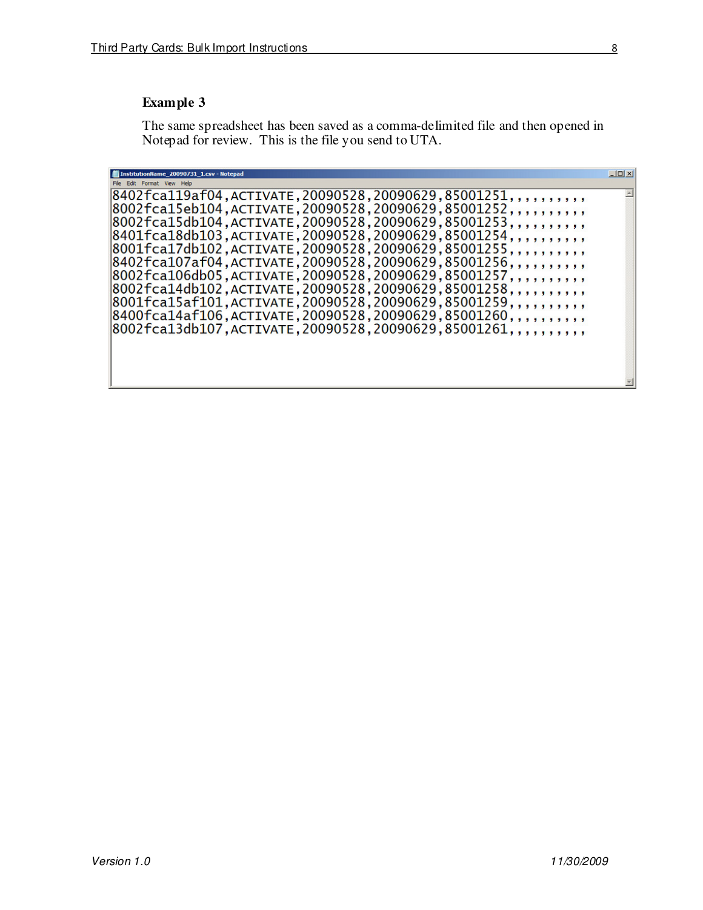### Example 3

The same spreadsheet has been saved as a comma-delimited file and then opened in Notepad for review. This is the file you send to UTA.

```
InstitutionName_20090731_1.csv - Notepad
File  Edit  Format  View  Help
8402fca119af04,ACTIVATE,20090528,20090629,85001251,,,,,,,,,,
8002fca15eb104,ACTIVATE,20090528,20090629,85001252,,,,,,,,,,
8002fca15db104,ACTIVATE,20090528,20090629,85001253,,,,,,,,,,
8401fca18db103,ACTIVATE,20090528,20090629,85001254,,,,,,,,,,
8001fca17db102,ACTIVATE,20090528,20090629,85001255,,,,,,,,,,
8402fca107af04,ACTIVATE,20090528,20090629,85001256,,,,,,,,,,
8002fca106db05,ACTIVATE,20090528,20090629,85001257,,,,,,,,,,
8002fca14db102,ACTIVATE,20090528,20090629,85001258,,,,,,,,,,
8001fca15af101,ACTIVATE,20090528,20090629,85001259,,,,,,,,,,
8400fca14af106,ACTIVATE,20090528,20090629,85001260,,,,,,,,,,
8002fca13db107,ACTIVATE,20090528,20090629,85001261,,,,,,,,,,
```